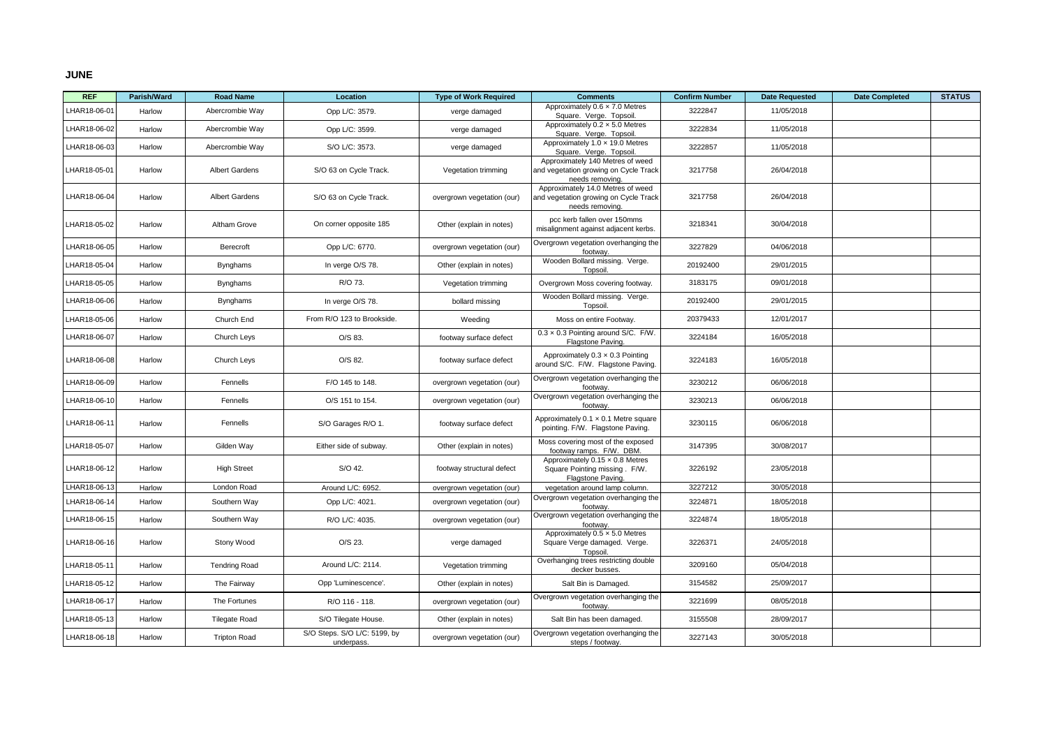## JUNE

| REF | Parish/Ward | Road Name | Location | Type of Work Required | Comments | Confirm Number | Date Requested | Date Completed | STATUS |
|---|---|---|---|---|---|---|---|---|---|
| LHAR18-06-01 | Harlow | Abercrombie Way | Opp L/C: 3579. | verge damaged | Approximately 0.6 × 7.0 Metres Square. Verge. Topsoil. | 3222847 | 11/05/2018 | | |
| LHAR18-06-02 | Harlow | Abercrombie Way | Opp L/C: 3599. | verge damaged | Approximately 0.2 × 5.0 Metres Square. Verge. Topsoil. | 3222834 | 11/05/2018 | | |
| LHAR18-06-03 | Harlow | Abercrombie Way | S/O L/C: 3573. | verge damaged | Approximately 1.0 × 19.0 Metres Square. Verge. Topsoil. | 3222857 | 11/05/2018 | | |
| LHAR18-05-01 | Harlow | Albert Gardens | S/O 63 on Cycle Track. | Vegetation trimming | Approximately 140 Metres of weed and vegetation growing on Cycle Track needs removing. | 3217758 | 26/04/2018 | | |
| LHAR18-06-04 | Harlow | Albert Gardens | S/O 63 on Cycle Track. | overgrown vegetation (our) | Approximately 14.0 Metres of weed and vegetation growing on Cycle Track needs removing. | 3217758 | 26/04/2018 | | |
| LHAR18-05-02 | Harlow | Altham Grove | On corner opposite 185 | Other (explain in notes) | pcc kerb fallen over 150mms misalignment against adjacent kerbs. | 3218341 | 30/04/2018 | | |
| LHAR18-06-05 | Harlow | Berecroft | Opp L/C: 6770. | overgrown vegetation (our) | Overgrown vegetation overhanging the footway. | 3227829 | 04/06/2018 | | |
| LHAR18-05-04 | Harlow | Bynghams | In verge O/S 78. | Other (explain in notes) | Wooden Bollard missing. Verge. Topsoil. | 20192400 | 29/01/2015 | | |
| LHAR18-05-05 | Harlow | Bynghams | R/O 73. | Vegetation trimming | Overgrown Moss covering footway. | 3183175 | 09/01/2018 | | |
| LHAR18-06-06 | Harlow | Bynghams | In verge O/S 78. | bollard missing | Wooden Bollard missing. Verge. Topsoil. | 20192400 | 29/01/2015 | | |
| LHAR18-05-06 | Harlow | Church End | From R/O 123 to Brookside. | Weeding | Moss on entire Footway. | 20379433 | 12/01/2017 | | |
| LHAR18-06-07 | Harlow | Church Leys | O/S 83. | footway surface defect | 0.3 × 0.3 Pointing around S/C. F/W. Flagstone Paving. | 3224184 | 16/05/2018 | | |
| LHAR18-06-08 | Harlow | Church Leys | O/S 82. | footway surface defect | Approximately 0.3 × 0.3 Pointing around S/C. F/W. Flagstone Paving. | 3224183 | 16/05/2018 | | |
| LHAR18-06-09 | Harlow | Fennells | F/O 145 to 148. | overgrown vegetation (our) | Overgrown vegetation overhanging the footway. | 3230212 | 06/06/2018 | | |
| LHAR18-06-10 | Harlow | Fennells | O/S 151 to 154. | overgrown vegetation (our) | Overgrown vegetation overhanging the footway. | 3230213 | 06/06/2018 | | |
| LHAR18-06-11 | Harlow | Fennells | S/O Garages R/O 1. | footway surface defect | Approximately 0.1 × 0.1 Metre square pointing. F/W. Flagstone Paving. | 3230115 | 06/06/2018 | | |
| LHAR18-05-07 | Harlow | Gilden Way | Either side of subway. | Other (explain in notes) | Moss covering most of the exposed footway ramps. F/W. DBM. | 3147395 | 30/08/2017 | | |
| LHAR18-06-12 | Harlow | High Street | S/O 42. | footway structural defect | Approximately 0.15 × 0.8 Metres Square Pointing missing . F/W. Flagstone Paving. | 3226192 | 23/05/2018 | | |
| LHAR18-06-13 | Harlow | London Road | Around L/C: 6952. | overgrown vegetation (our) | vegetation around lamp column. | 3227212 | 30/05/2018 | | |
| LHAR18-06-14 | Harlow | Southern Way | Opp L/C: 4021. | overgrown vegetation (our) | Overgrown vegetation overhanging the footway. | 3224871 | 18/05/2018 | | |
| LHAR18-06-15 | Harlow | Southern Way | R/O L/C: 4035. | overgrown vegetation (our) | Overgrown vegetation overhanging the footway. | 3224874 | 18/05/2018 | | |
| LHAR18-06-16 | Harlow | Stony Wood | O/S 23. | verge damaged | Approximately 0.5 × 5.0 Metres Square Verge damaged. Verge. Topsoil. | 3226371 | 24/05/2018 | | |
| LHAR18-05-11 | Harlow | Tendring Road | Around L/C: 2114. | Vegetation trimming | Overhanging trees restricting double decker busses. | 3209160 | 05/04/2018 | | |
| LHAR18-05-12 | Harlow | The Fairway | Opp 'Luminescence'. | Other (explain in notes) | Salt Bin is Damaged. | 3154582 | 25/09/2017 | | |
| LHAR18-06-17 | Harlow | The Fortunes | R/O 116 - 118. | overgrown vegetation (our) | Overgrown vegetation overhanging the footway. | 3221699 | 08/05/2018 | | |
| LHAR18-05-13 | Harlow | Tilegate Road | S/O Tilegate House. | Other (explain in notes) | Salt Bin has been damaged. | 3155508 | 28/09/2017 | | |
| LHAR18-06-18 | Harlow | Tripton Road | S/O Steps. S/O L/C: 5199, by underpass. | overgrown vegetation (our) | Overgrown vegetation overhanging the steps / footway. | 3227143 | 30/05/2018 | | |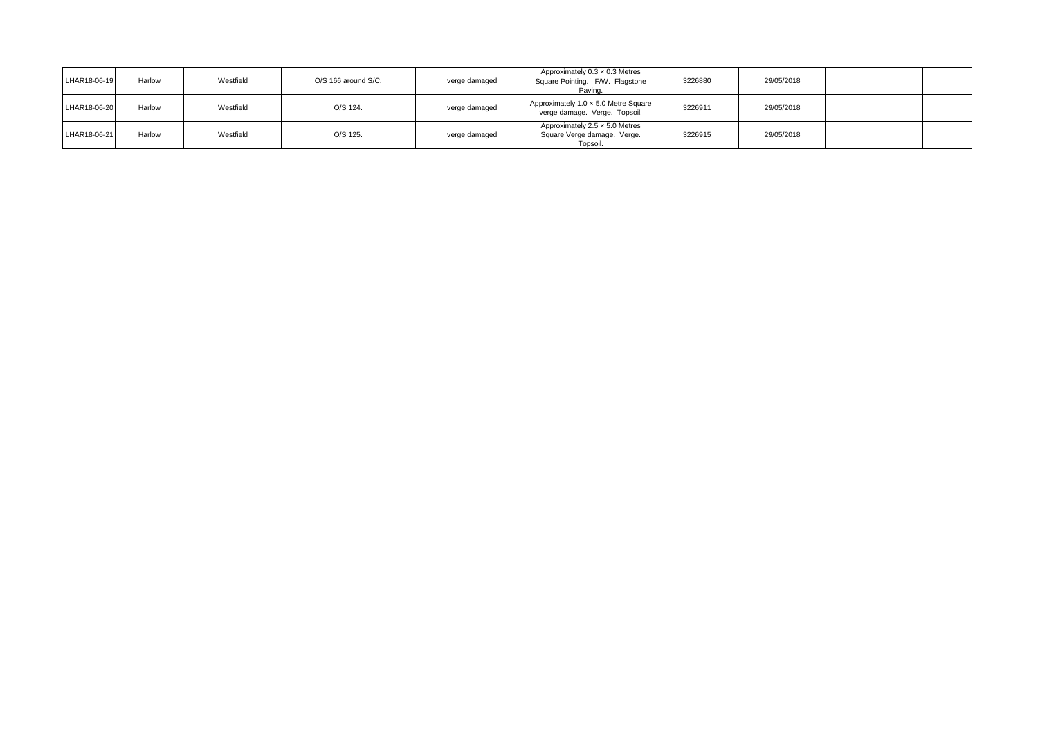| | | | | | | | | | |
|---|---|---|---|---|---|---|---|---|---|
| LHAR18-06-19 | Harlow | Westfield | O/S 166 around S/C. | verge damaged | Approximately 0.3 × 0.3 Metres Square Pointing. F/W. Flagstone Paving. | 3226880 | 29/05/2018 | | |
| LHAR18-06-20 | Harlow | Westfield | O/S 124. | verge damaged | Approximately 1.0 × 5.0 Metre Square verge damage. Verge. Topsoil. | 3226911 | 29/05/2018 | | |
| LHAR18-06-21 | Harlow | Westfield | O/S 125. | verge damaged | Approximately 2.5 × 5.0 Metres Square Verge damage. Verge. Topsoil. | 3226915 | 29/05/2018 | | |